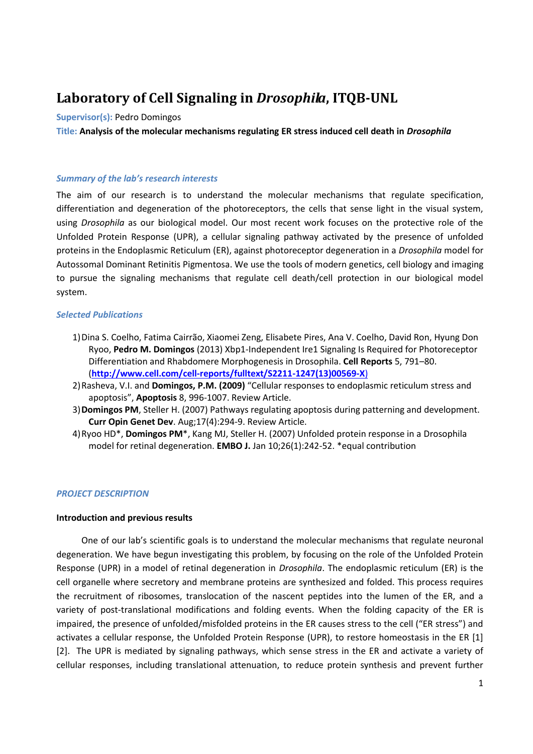# Laboratory of Cell Signaling in *Drosophila*, ITQB-UNL

**Supervisor(s):** Pedro Domingos

**Title: Analysis of the molecular mechanisms regulating ER stress induced cell death in *Drosophila***

### *Summary of the lab's research interests*

The aim of our research is to understand the molecular mechanisms that regulate specification, differentiation and degeneration of the photoreceptors, the cells that sense light in the visual system, using *Drosophila* as our biological model. Our most recent work focuses on the protective role of the Unfolded Protein Response (UPR), a cellular signaling pathway activated by the presence of unfolded proteins in the Endoplasmic Reticulum (ER), against photoreceptor degeneration in a *Drosophila* model for Autossomal Dominant Retinitis Pigmentosa. We use the tools of modern genetics, cell biology and imaging to pursue the signaling mechanisms that regulate cell death/cell protection in our biological model system.

### *Selected Publications*

1) Dina S. Coelho, Fatima Cairrão, Xiaomei Zeng, Elisabete Pires, Ana V. Coelho, David Ron, Hyung Don Ryoo, **Pedro M. Domingos** (2013) Xbp1-Independent Ire1 Signaling Is Required for Photoreceptor Differentiation and Rhabdomere Morphogenesis in Drosophila. **Cell Reports** 5, 791–80. (**http://www.cell.com/cell-reports/fulltext/S2211-1247(13)00569-X**)
2) Rasheva, V.I. and **Domingos, P.M. (2009)** "Cellular responses to endoplasmic reticulum stress and apoptosis", **Apoptosis** 8, 996-1007. Review Article.
3) **Domingos PM**, Steller H. (2007) Pathways regulating apoptosis during patterning and development. **Curr Opin Genet Dev**. Aug;17(4):294-9. Review Article.
4) Ryoo HD*, **Domingos PM***, Kang MJ, Steller H. (2007) Unfolded protein response in a Drosophila model for retinal degeneration. **EMBO J.** Jan 10;26(1):242-52. *equal contribution

### *PROJECT DESCRIPTION*

#### Introduction and previous results

One of our lab's scientific goals is to understand the molecular mechanisms that regulate neuronal degeneration. We have begun investigating this problem, by focusing on the role of the Unfolded Protein Response (UPR) in a model of retinal degeneration in *Drosophila*. The endoplasmic reticulum (ER) is the cell organelle where secretory and membrane proteins are synthesized and folded. This process requires the recruitment of ribosomes, translocation of the nascent peptides into the lumen of the ER, and a variety of post-translational modifications and folding events. When the folding capacity of the ER is impaired, the presence of unfolded/misfolded proteins in the ER causes stress to the cell ("ER stress") and activates a cellular response, the Unfolded Protein Response (UPR), to restore homeostasis in the ER [1] [2]. The UPR is mediated by signaling pathways, which sense stress in the ER and activate a variety of cellular responses, including translational attenuation, to reduce protein synthesis and prevent further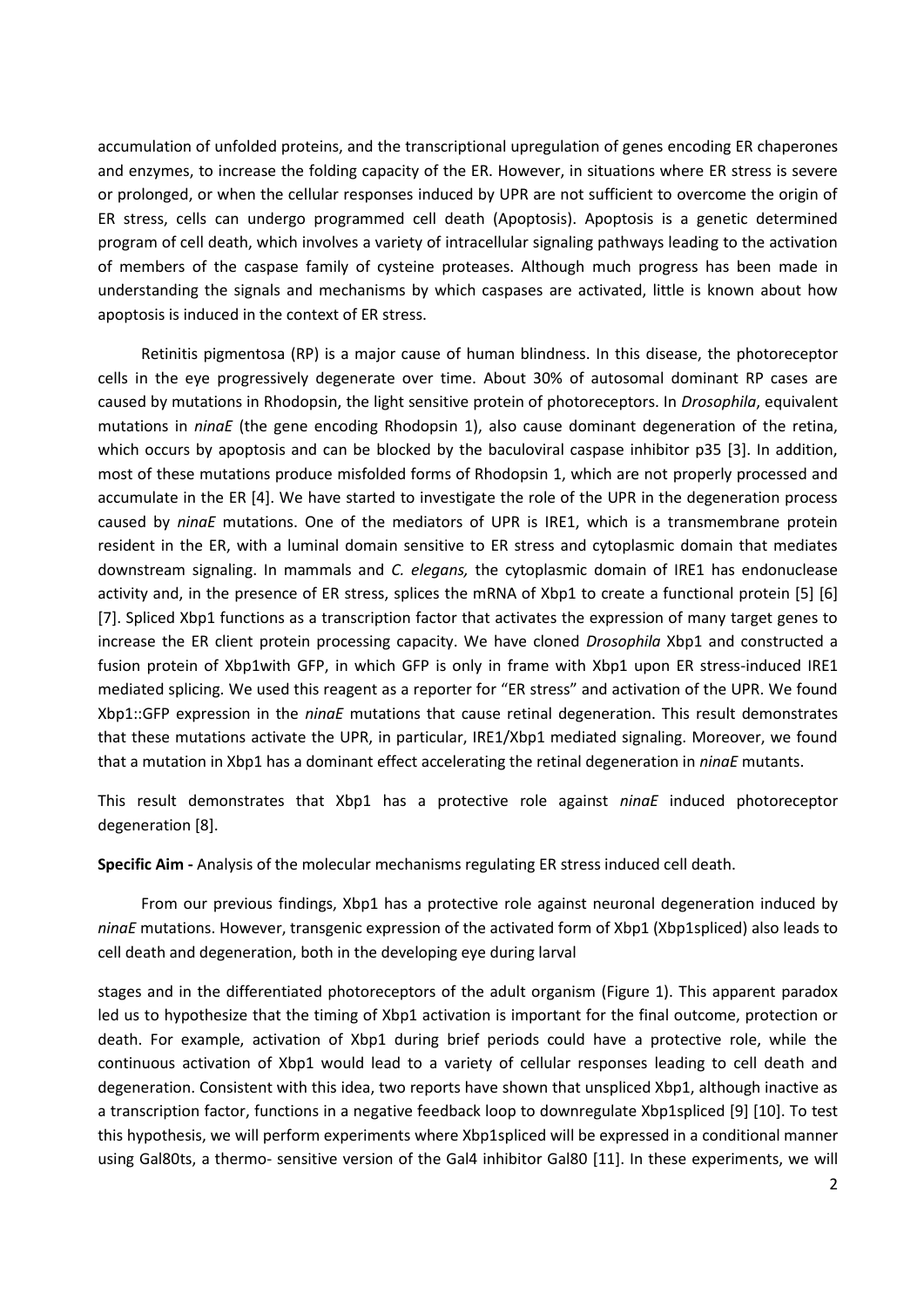accumulation of unfolded proteins, and the transcriptional upregulation of genes encoding ER chaperones and enzymes, to increase the folding capacity of the ER. However, in situations where ER stress is severe or prolonged, or when the cellular responses induced by UPR are not sufficient to overcome the origin of ER stress, cells can undergo programmed cell death (Apoptosis). Apoptosis is a genetic determined program of cell death, which involves a variety of intracellular signaling pathways leading to the activation of members of the caspase family of cysteine proteases. Although much progress has been made in understanding the signals and mechanisms by which caspases are activated, little is known about how apoptosis is induced in the context of ER stress.

Retinitis pigmentosa (RP) is a major cause of human blindness. In this disease, the photoreceptor cells in the eye progressively degenerate over time. About 30% of autosomal dominant RP cases are caused by mutations in Rhodopsin, the light sensitive protein of photoreceptors. In *Drosophila*, equivalent mutations in *ninaE* (the gene encoding Rhodopsin 1), also cause dominant degeneration of the retina, which occurs by apoptosis and can be blocked by the baculoviral caspase inhibitor p35 [3]. In addition, most of these mutations produce misfolded forms of Rhodopsin 1, which are not properly processed and accumulate in the ER [4]. We have started to investigate the role of the UPR in the degeneration process caused by *ninaE* mutations. One of the mediators of UPR is IRE1, which is a transmembrane protein resident in the ER, with a luminal domain sensitive to ER stress and cytoplasmic domain that mediates downstream signaling. In mammals and *C. elegans,* the cytoplasmic domain of IRE1 has endonuclease activity and, in the presence of ER stress, splices the mRNA of Xbp1 to create a functional protein [5] [6] [7]. Spliced Xbp1 functions as a transcription factor that activates the expression of many target genes to increase the ER client protein processing capacity. We have cloned *Drosophila* Xbp1 and constructed a fusion protein of Xbp1with GFP, in which GFP is only in frame with Xbp1 upon ER stress-induced IRE1 mediated splicing. We used this reagent as a reporter for "ER stress" and activation of the UPR. We found Xbp1::GFP expression in the *ninaE* mutations that cause retinal degeneration. This result demonstrates that these mutations activate the UPR, in particular, IRE1/Xbp1 mediated signaling. Moreover, we found that a mutation in Xbp1 has a dominant effect accelerating the retinal degeneration in *ninaE* mutants.

This result demonstrates that Xbp1 has a protective role against *ninaE* induced photoreceptor degeneration [8].

**Specific Aim -** Analysis of the molecular mechanisms regulating ER stress induced cell death.

From our previous findings, Xbp1 has a protective role against neuronal degeneration induced by *ninaE* mutations. However, transgenic expression of the activated form of Xbp1 (Xbp1spliced) also leads to cell death and degeneration, both in the developing eye during larval stages and in the differentiated photoreceptors of the adult organism (Figure 1). This apparent paradox led us to hypothesize that the timing of Xbp1 activation is important for the final outcome, protection or death. For example, activation of Xbp1 during brief periods could have a protective role, while the continuous activation of Xbp1 would lead to a variety of cellular responses leading to cell death and degeneration. Consistent with this idea, two reports have shown that unspliced Xbp1, although inactive as a transcription factor, functions in a negative feedback loop to downregulate Xbp1spliced [9] [10]. To test this hypothesize, we will perform experiments where Xbp1spliced will be expressed in a conditional manner using Gal80ts, a thermo- sensitive version of the Gal4 inhibitor Gal80 [11]. In these experiments, we will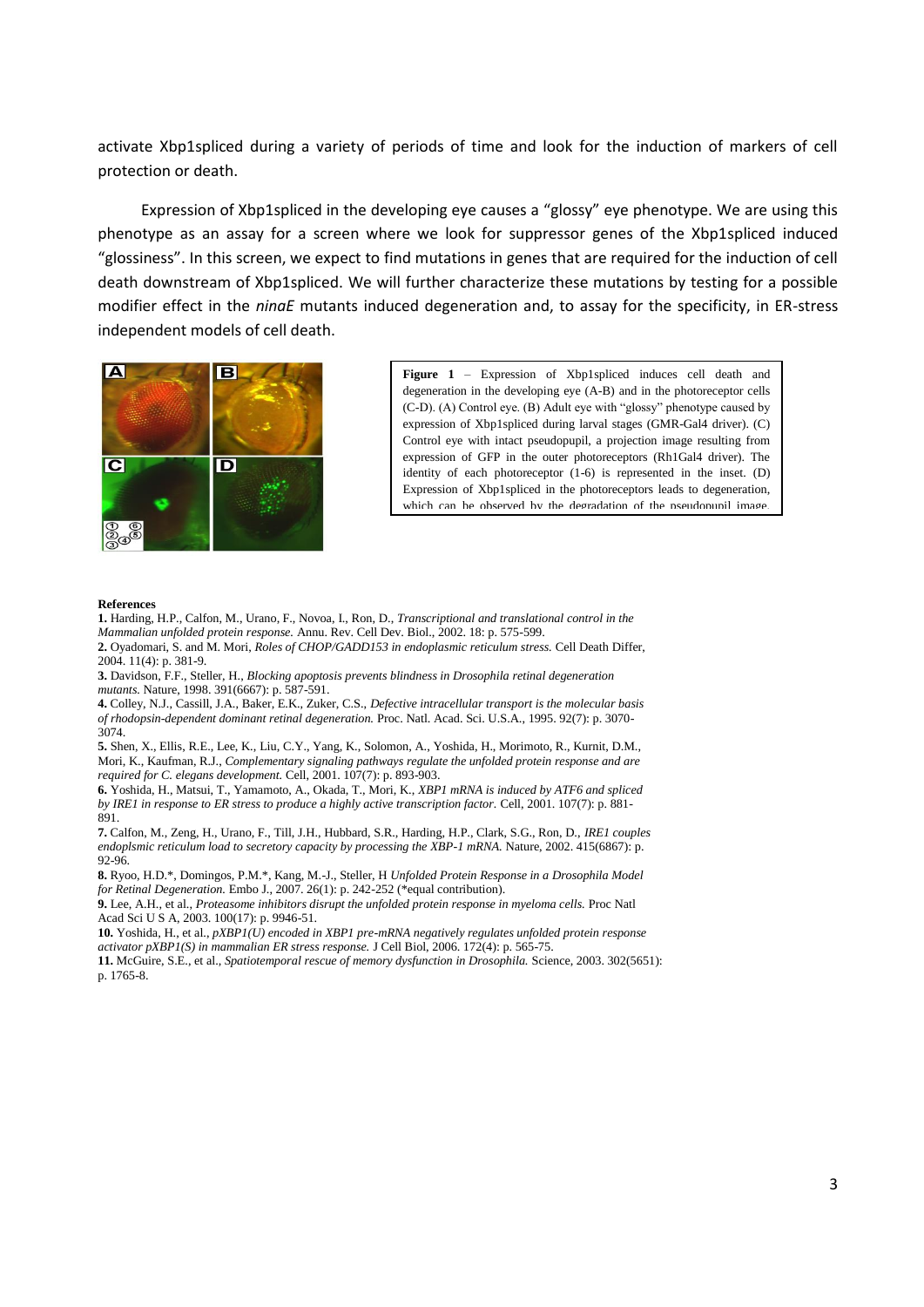activate Xbp1spliced during a variety of periods of time and look for the induction of markers of cell protection or death.

Expression of Xbp1spliced in the developing eye causes a "glossy" eye phenotype. We are using this phenotype as an assay for a screen where we look for suppressor genes of the Xbp1spliced induced "glossiness". In this screen, we expect to find mutations in genes that are required for the induction of cell death downstream of Xbp1spliced. We will further characterize these mutations by testing for a possible modifier effect in the *ninaE* mutants induced degeneration and, to assay for the specificity, in ER-stress independent models of cell death.

A
B
C
D
① ⑥
② ⑤
③ ④

**Figure 1** – Expression of Xbp1spliced induces cell death and degeneration in the developing eye (A-B) and in the photoreceptor cells (C-D). (A) Control eye. (B) Adult eye with "glossy" phenotype caused by expression of Xbp1spliced during larval stages (GMR-Gal4 driver). (C) Control eye with intact pseudopupil, a projection image resulting from expression of GFP in the outer photoreceptors (Rh1Gal4 driver). The identity of each photoreceptor (1-6) is represented in the inset. (D) Expression of Xbp1spliced in the photoreceptors leads to degeneration, which can be observed by the degradation of the pseudopupil image.

**References**

**1.** Harding, H.P., Calfon, M., Urano, F., Novoa, I., Ron, D., *Transcriptional and translational control in the Mammalian unfolded protein response.* Annu. Rev. Cell Dev. Biol., 2002. 18: p. 575-599.

**2.** Oyadomari, S. and M. Mori, *Roles of CHOP/GADD153 in endoplasmic reticulum stress.* Cell Death Differ, 2004. 11(4): p. 381-9.

**3.** Davidson, F.F., Steller, H., *Blocking apoptosis prevents blindness in Drosophila retinal degeneration mutants.* Nature, 1998. 391(6667): p. 587-591.

**4.** Colley, N.J., Cassill, J.A., Baker, E.K., Zuker, C.S., *Defective intracellular transport is the molecular basis of rhodopsin-dependent dominant retinal degeneration.* Proc. Natl. Acad. Sci. U.S.A., 1995. 92(7): p. 3070-3074.

**5.** Shen, X., Ellis, R.E., Lee, K., Liu, C.Y., Yang, K., Solomon, A., Yoshida, H., Morimoto, R., Kurnit, D.M., Mori, K., Kaufman, R.J., *Complementary signaling pathways regulate the unfolded protein response and are required for C. elegans development.* Cell, 2001. 107(7): p. 893-903.

**6.** Yoshida, H., Matsui, T., Yamamoto, A., Okada, T., Mori, K., *XBP1 mRNA is induced by ATF6 and spliced by IRE1 in response to ER stress to produce a highly active transcription factor.* Cell, 2001. 107(7): p. 881-891.

**7.** Calfon, M., Zeng, H., Urano, F., Till, J.H., Hubbard, S.R., Harding, H.P., Clark, S.G., Ron, D., *IRE1 couples endoplsmic reticulum load to secretory capacity by processing the XBP-1 mRNA.* Nature, 2002. 415(6867): p. 92-96.

**8.** Ryoo, H.D.*, Domingos, P.M.*, Kang, M.-J., Steller, H *Unfolded Protein Response in a Drosophila Model for Retinal Degeneration.* Embo J., 2007. 26(1): p. 242-252 (*equal contribution).

**9.** Lee, A.H., et al., *Proteasome inhibitors disrupt the unfolded protein response in myeloma cells.* Proc Natl Acad Sci U S A, 2003. 100(17): p. 9946-51.

**10.** Yoshida, H., et al., *pXBP1(U) encoded in XBP1 pre-mRNA negatively regulates unfolded protein response activator pXBP1(S) in mammalian ER stress response.* J Cell Biol, 2006. 172(4): p. 565-75.

**11.** McGuire, S.E., et al., *Spatiotemporal rescue of memory dysfunction in Drosophila.* Science, 2003. 302(5651): p. 1765-8.